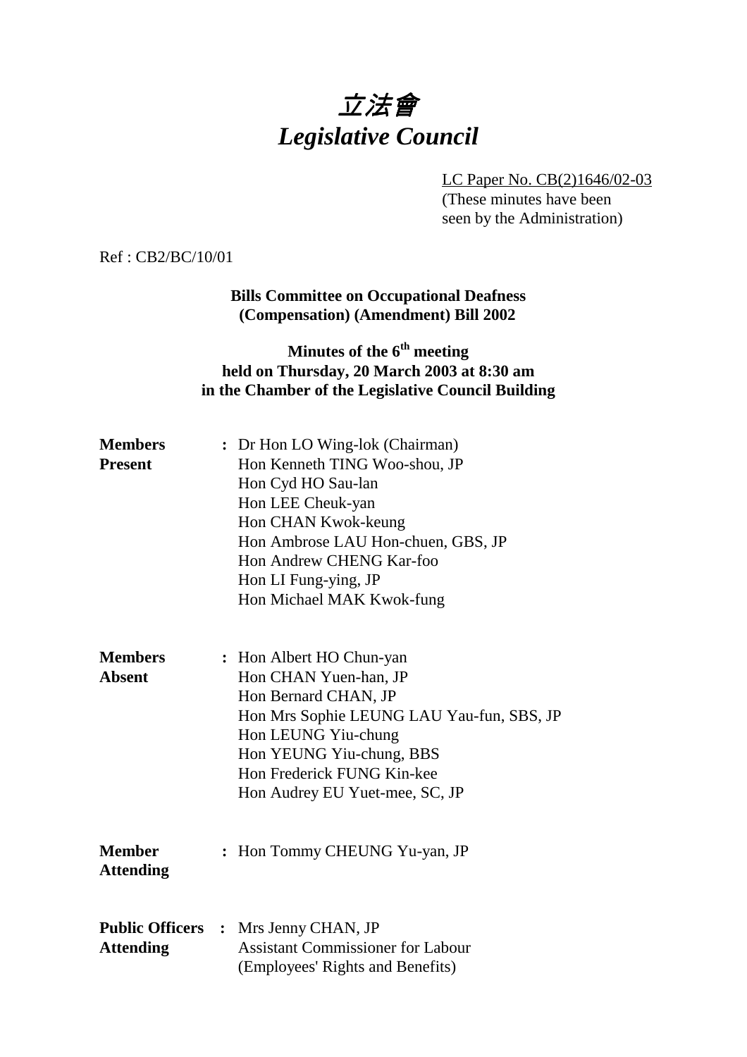# *立法會*
# *Legislative Council*

LC Paper No. CB(2)1646/02-03
(These minutes have been seen by the Administration)

Ref : CB2/BC/10/01

**Bills Committee on Occupational Deafness (Compensation) (Amendment) Bill 2002**

**Minutes of the 6th meeting held on Thursday, 20 March 2003 at 8:30 am in the Chamber of the Legislative Council Building**

| | | |
|---|---|---|
| **Members Present** | : | Dr Hon LO Wing-lok (Chairman)<br>Hon Kenneth TING Woo-shou, JP<br>Hon Cyd HO Sau-lan<br>Hon LEE Cheuk-yan<br>Hon CHAN Kwok-keung<br>Hon Ambrose LAU Hon-chuen, GBS, JP<br>Hon Andrew CHENG Kar-foo<br>Hon LI Fung-ying, JP<br>Hon Michael MAK Kwok-fung |
| **Members Absent** | : | Hon Albert HO Chun-yan<br>Hon CHAN Yuen-han, JP<br>Hon Bernard CHAN, JP<br>Hon Mrs Sophie LEUNG LAU Yau-fun, SBS, JP<br>Hon LEUNG Yiu-chung<br>Hon YEUNG Yiu-chung, BBS<br>Hon Frederick FUNG Kin-kee<br>Hon Audrey EU Yuet-mee, SC, JP |
| **Member Attending** | : | Hon Tommy CHEUNG Yu-yan, JP |
| **Public Officers Attending** | : | Mrs Jenny CHAN, JP<br>Assistant Commissioner for Labour<br>(Employees' Rights and Benefits) |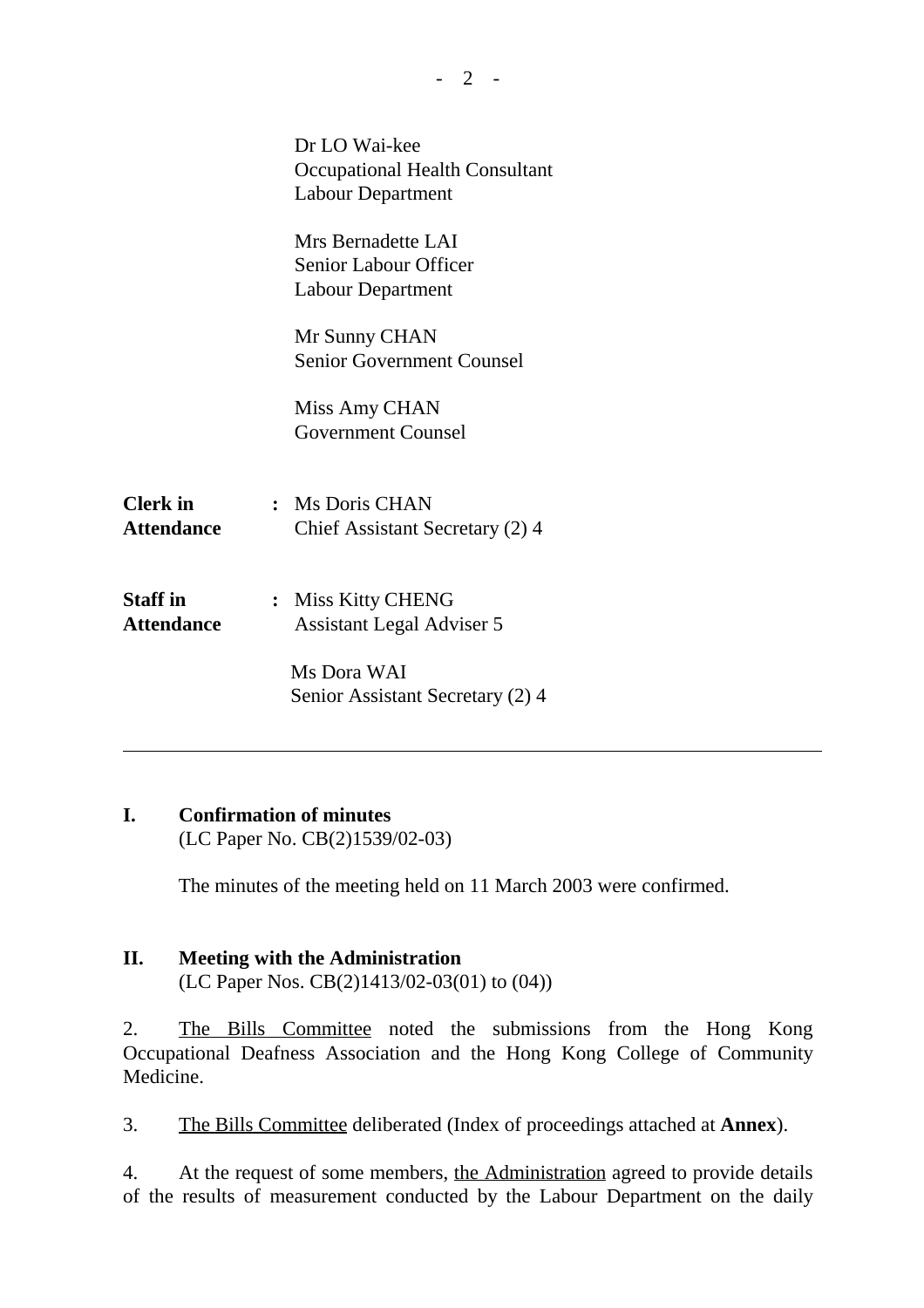Dr LO Wai-kee
Occupational Health Consultant
Labour Department

Mrs Bernadette LAI
Senior Labour Officer
Labour Department

Mr Sunny CHAN
Senior Government Counsel

Miss Amy CHAN
Government Counsel

**Clerk in Attendance** : Ms Doris CHAN
Chief Assistant Secretary (2) 4

**Staff in Attendance** : Miss Kitty CHENG
Assistant Legal Adviser 5

Ms Dora WAI
Senior Assistant Secretary (2) 4

---

## I. Confirmation of minutes

(LC Paper No. CB(2)1539/02-03)

The minutes of the meeting held on 11 March 2003 were confirmed.

## II. Meeting with the Administration

(LC Paper Nos. CB(2)1413/02-03(01) to (04))

2. The Bills Committee noted the submissions from the Hong Kong Occupational Deafness Association and the Hong Kong College of Community Medicine.

3. The Bills Committee deliberated (Index of proceedings attached at **Annex**).

4. At the request of some members, the Administration agreed to provide details of the results of measurement conducted by the Labour Department on the daily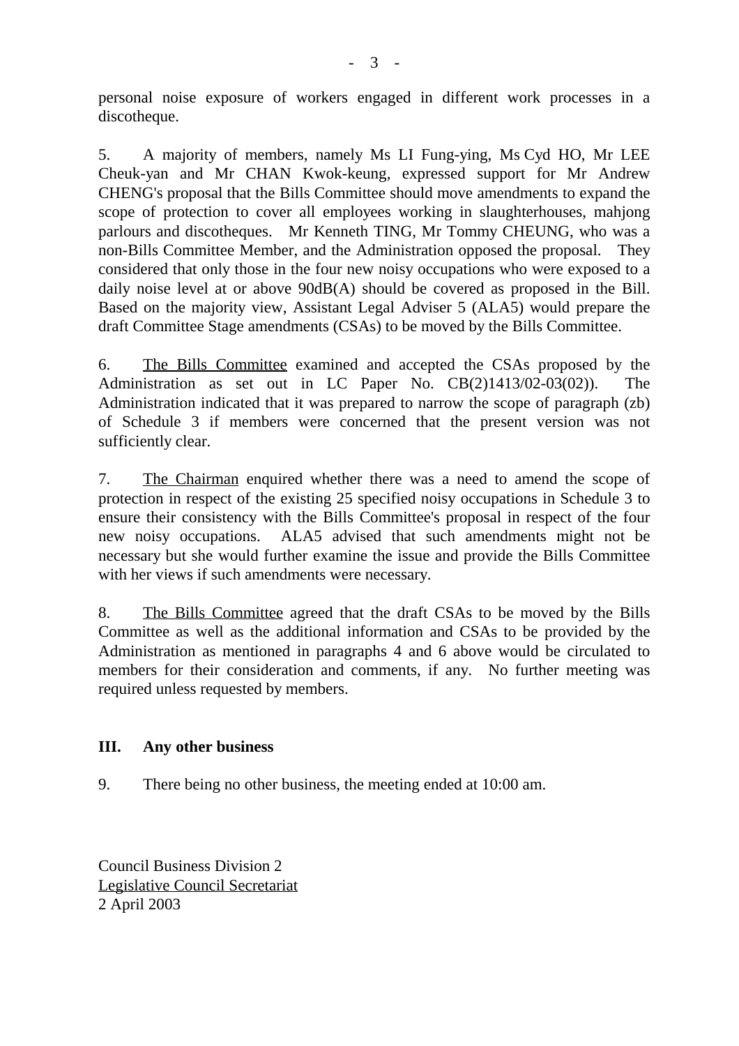personal noise exposure of workers engaged in different work processes in a discotheque.

5. A majority of members, namely Ms LI Fung-ying, Ms Cyd HO, Mr LEE Cheuk-yan and Mr CHAN Kwok-keung, expressed support for Mr Andrew CHENG's proposal that the Bills Committee should move amendments to expand the scope of protection to cover all employees working in slaughterhouses, mahjong parlours and discotheques. Mr Kenneth TING, Mr Tommy CHEUNG, who was a non-Bills Committee Member, and the Administration opposed the proposal. They considered that only those in the four new noisy occupations who were exposed to a daily noise level at or above 90dB(A) should be covered as proposed in the Bill. Based on the majority view, Assistant Legal Adviser 5 (ALA5) would prepare the draft Committee Stage amendments (CSAs) to be moved by the Bills Committee.

6. The Bills Committee examined and accepted the CSAs proposed by the Administration as set out in LC Paper No. CB(2)1413/02-03(02)). The Administration indicated that it was prepared to narrow the scope of paragraph (zb) of Schedule 3 if members were concerned that the present version was not sufficiently clear.

7. The Chairman enquired whether there was a need to amend the scope of protection in respect of the existing 25 specified noisy occupations in Schedule 3 to ensure their consistency with the Bills Committee's proposal in respect of the four new noisy occupations. ALA5 advised that such amendments might not be necessary but she would further examine the issue and provide the Bills Committee with her views if such amendments were necessary.

8. The Bills Committee agreed that the draft CSAs to be moved by the Bills Committee as well as the additional information and CSAs to be provided by the Administration as mentioned in paragraphs 4 and 6 above would be circulated to members for their consideration and comments, if any. No further meeting was required unless requested by members.

## III. Any other business

9. There being no other business, the meeting ended at 10:00 am.

Council Business Division 2
Legislative Council Secretariat
2 April 2003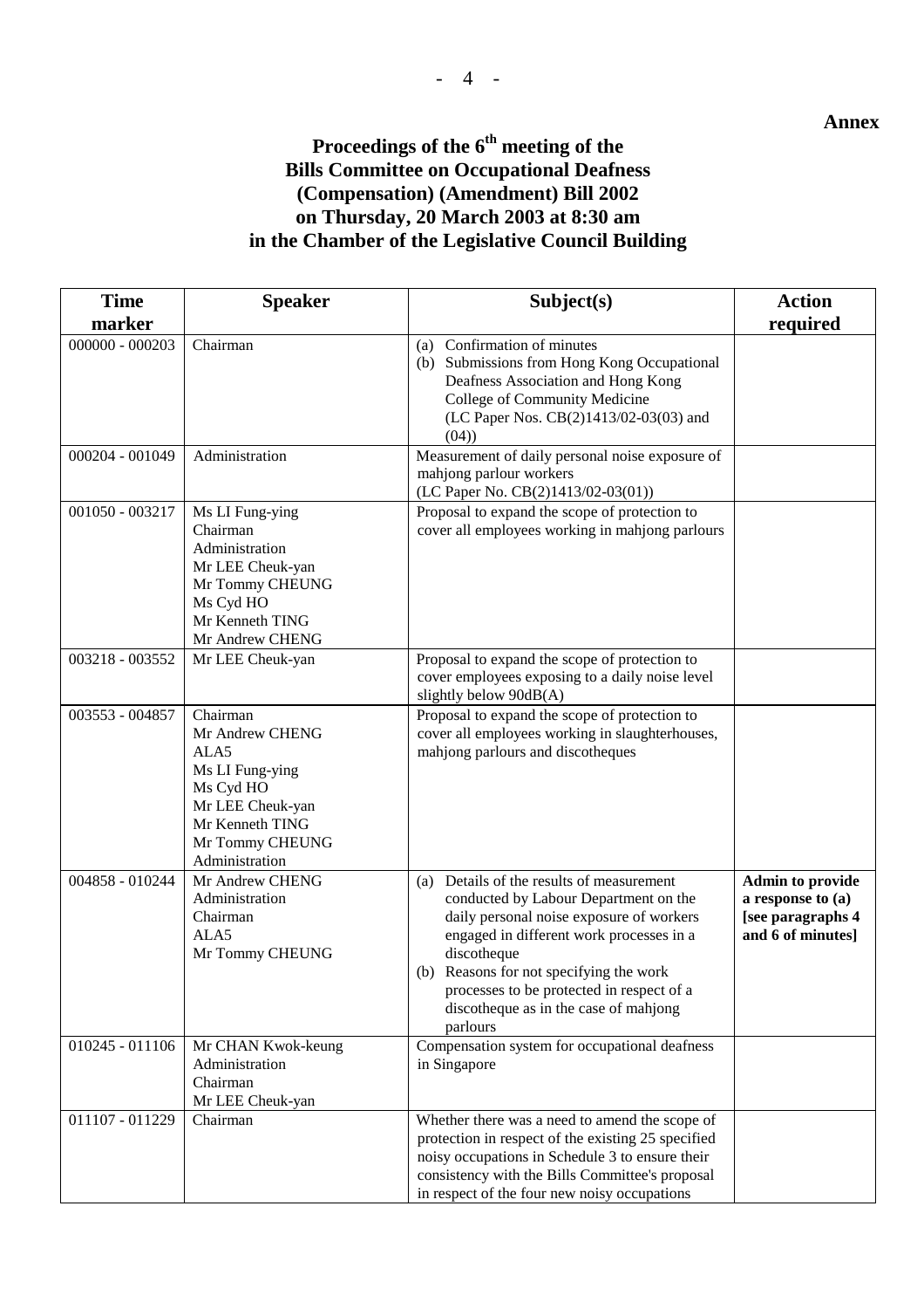**Annex**

# Proceedings of the 6th meeting of the Bills Committee on Occupational Deafness (Compensation) (Amendment) Bill 2002 on Thursday, 20 March 2003 at 8:30 am in the Chamber of the Legislative Council Building

| Time marker | Speaker | Subject(s) | Action required |
|---|---|---|---|
| 000000 - 000203 | Chairman | (a) Confirmation of minutes<br>(b) Submissions from Hong Kong Occupational Deafness Association and Hong Kong College of Community Medicine (LC Paper Nos. CB(2)1413/02-03(03) and (04)) | |
| 000204 - 001049 | Administration | Measurement of daily personal noise exposure of mahjong parlour workers (LC Paper No. CB(2)1413/02-03(01)) | |
| 001050 - 003217 | Ms LI Fung-ying<br>Chairman<br>Administration<br>Mr LEE Cheuk-yan<br>Mr Tommy CHEUNG<br>Ms Cyd HO<br>Mr Kenneth TING<br>Mr Andrew CHENG | Proposal to expand the scope of protection to cover all employees working in mahjong parlours | |
| 003218 - 003552 | Mr LEE Cheuk-yan | Proposal to expand the scope of protection to cover employees exposing to a daily noise level slightly below 90dB(A) | |
| 003553 - 004857 | Chairman<br>Mr Andrew CHENG<br>ALA5<br>Ms LI Fung-ying<br>Ms Cyd HO<br>Mr LEE Cheuk-yan<br>Mr Kenneth TING<br>Mr Tommy CHEUNG<br>Administration | Proposal to expand the scope of protection to cover all employees working in slaughterhouses, mahjong parlours and discotheques | |
| 004858 - 010244 | Mr Andrew CHENG<br>Administration<br>Chairman<br>ALA5<br>Mr Tommy CHEUNG | (a) Details of the results of measurement conducted by Labour Department on the daily personal noise exposure of workers engaged in different work processes in a discotheque<br>(b) Reasons for not specifying the work processes to be protected in respect of a discotheque as in the case of mahjong parlours | **Admin to provide a response to (a) [see paragraphs 4 and 6 of minutes]** |
| 010245 - 011106 | Mr CHAN Kwok-keung<br>Administration<br>Chairman<br>Mr LEE Cheuk-yan | Compensation system for occupational deafness in Singapore | |
| 011107 - 011229 | Chairman | Whether there was a need to amend the scope of protection in respect of the existing 25 specified noisy occupations in Schedule 3 to ensure their consistency with the Bills Committee's proposal in respect of the four new noisy occupations | |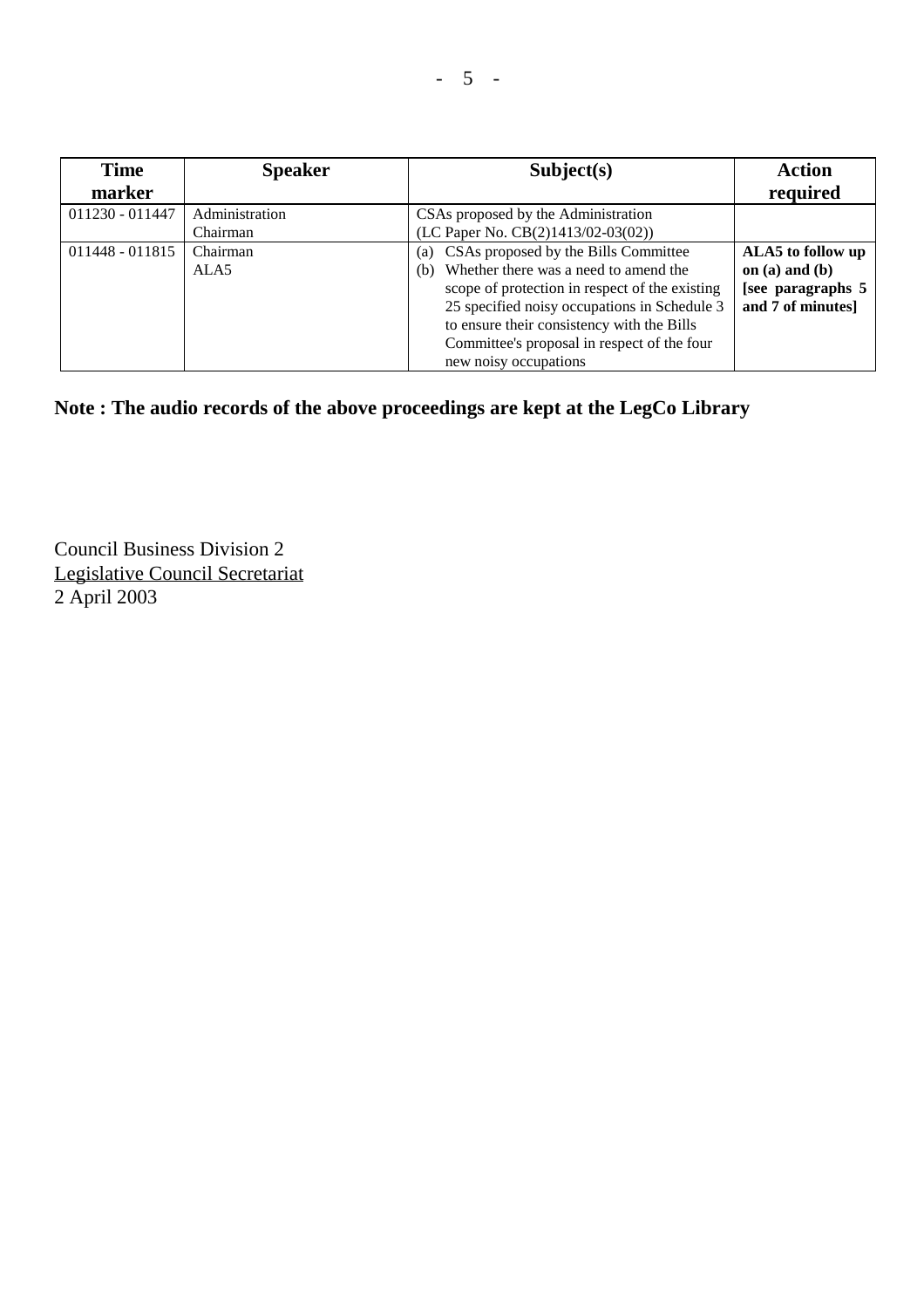| Time marker | Speaker | Subject(s) | Action required |
|---|---|---|---|
| 011230 - 011447 | Administration<br>Chairman | CSAs proposed by the Administration<br>(LC Paper No. CB(2)1413/02-03(02)) | |
| 011448 - 011815 | Chairman<br>ALA5 | (a) CSAs proposed by the Bills Committee<br>(b) Whether there was a need to amend the scope of protection in respect of the existing 25 specified noisy occupations in Schedule 3 to ensure their consistency with the Bills Committee's proposal in respect of the four new noisy occupations | **ALA5 to follow up on (a) and (b) [see paragraphs 5 and 7 of minutes]** |

**Note : The audio records of the above proceedings are kept at the LegCo Library**

Council Business Division 2
Legislative Council Secretariat
2 April 2003